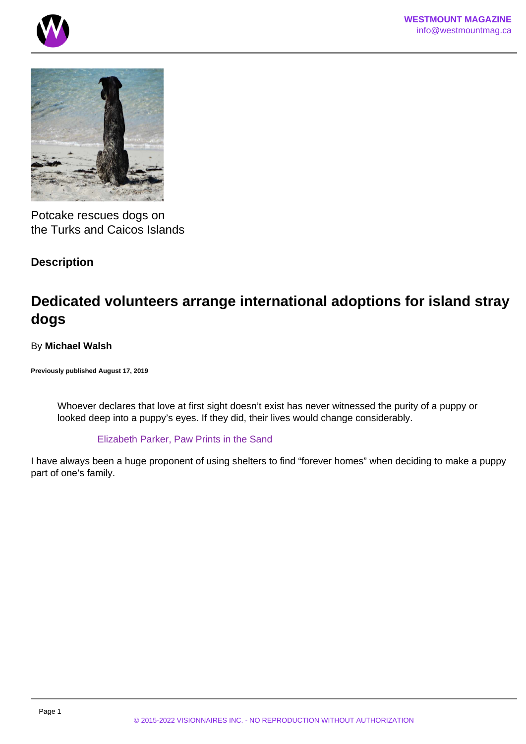Potcake rescues dogs on the Turks and Caicos Islands

**Description**

## Dedicated volunteers arrange international adoptions for island stray dogs

By **Michael Walsh**

**Previously published August 17, 2019**

> Whoever declares that love at first sight doesn't exist has never witnessed the purity of a puppy or looked deep into a puppy's eyes. If they did, their lives would change considerably.
>
> Elizabeth Parker, Paw Prints in the Sand

I have always been a huge proponent of using shelters to find "forever homes" when deciding to make a puppy part of one's family.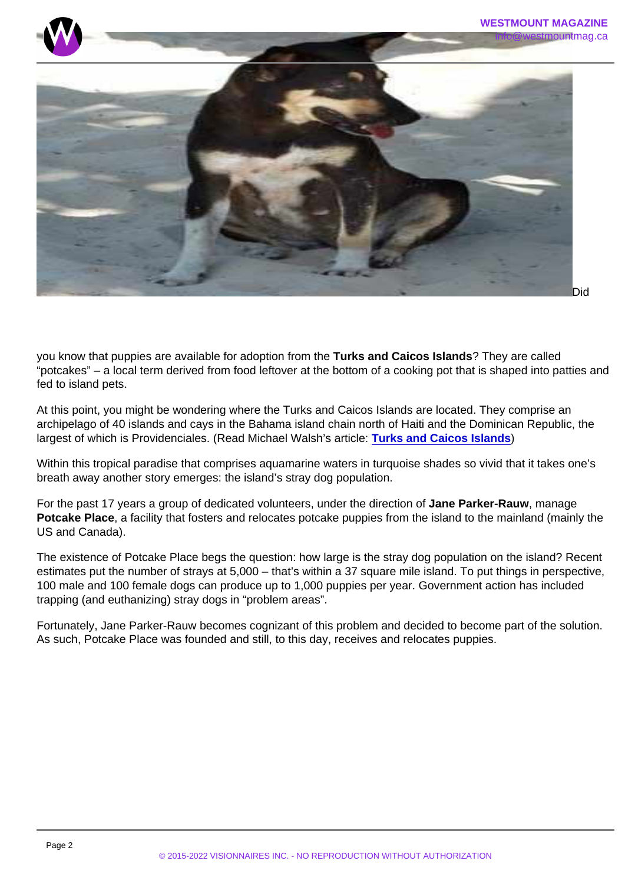Did you know that puppies are available for adoption from the **Turks and Caicos Islands**? They are called "potcakes" – a local term derived from food leftover at the bottom of a cooking pot that is shaped into patties and fed to island pets.

At this point, you might be wondering where the Turks and Caicos Islands are located. They comprise an archipelago of 40 islands and cays in the Bahama island chain north of Haiti and the Dominican Republic, the largest of which is Providenciales. (Read Michael Walsh's article: Turks and Caicos Islands)

Within this tropical paradise that comprises aquamarine waters in turquoise shades so vivid that it takes one's breath away another story emerges: the island's stray dog population.

For the past 17 years a group of dedicated volunteers, under the direction of **Jane Parker-Rauw**, manage **Potcake Place**, a facility that fosters and relocates potcake puppies from the island to the mainland (mainly the US and Canada).

The existence of Potcake Place begs the question: how large is the stray dog population on the island? Recent estimates put the number of strays at 5,000 – that's within a 37 square mile island. To put things in perspective, 100 male and 100 female dogs can produce up to 1,000 puppies per year. Government action has included trapping (and euthanizing) stray dogs in "problem areas".

Fortunately, Jane Parker-Rauw becomes cognizant of this problem and decided to become part of the solution. As such, Potcake Place was founded and still, to this day, receives and relocates puppies.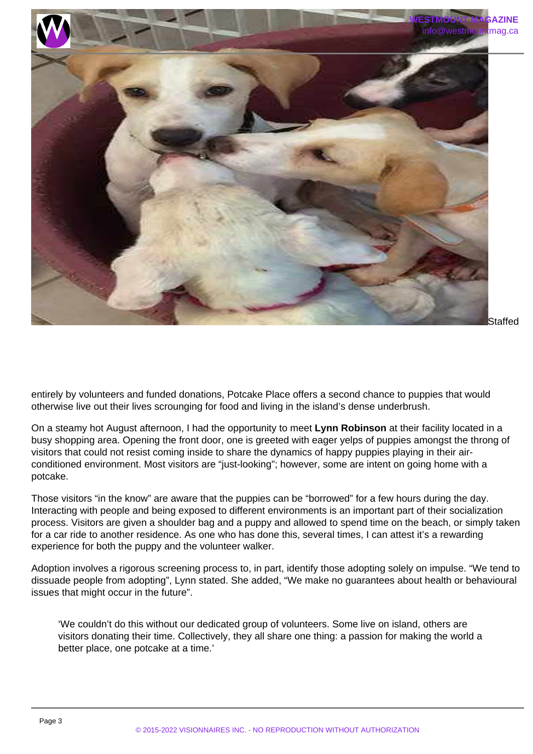Staffed entirely by volunteers and funded donations, Potcake Place offers a second chance to puppies that would otherwise live out their lives scrounging for food and living in the island's dense underbrush.

On a steamy hot August afternoon, I had the opportunity to meet **Lynn Robinson** at their facility located in a busy shopping area. Opening the front door, one is greeted with eager yelps of puppies amongst the throng of visitors that could not resist coming inside to share the dynamics of happy puppies playing in their air-conditioned environment. Most visitors are "just-looking"; however, some are intent on going home with a potcake.

Those visitors "in the know" are aware that the puppies can be "borrowed" for a few hours during the day. Interacting with people and being exposed to different environments is an important part of their socialization process. Visitors are given a shoulder bag and a puppy and allowed to spend time on the beach, or simply taken for a car ride to another residence. As one who has done this, several times, I can attest it's a rewarding experience for both the puppy and the volunteer walker.

Adoption involves a rigorous screening process to, in part, identify those adopting solely on impulse. "We tend to dissuade people from adopting", Lynn stated. She added, "We make no guarantees about health or behavioural issues that might occur in the future".

> 'We couldn't do this without our dedicated group of volunteers. Some live on island, others are visitors donating their time. Collectively, they all share one thing: a passion for making the world a better place, one potcake at a time.'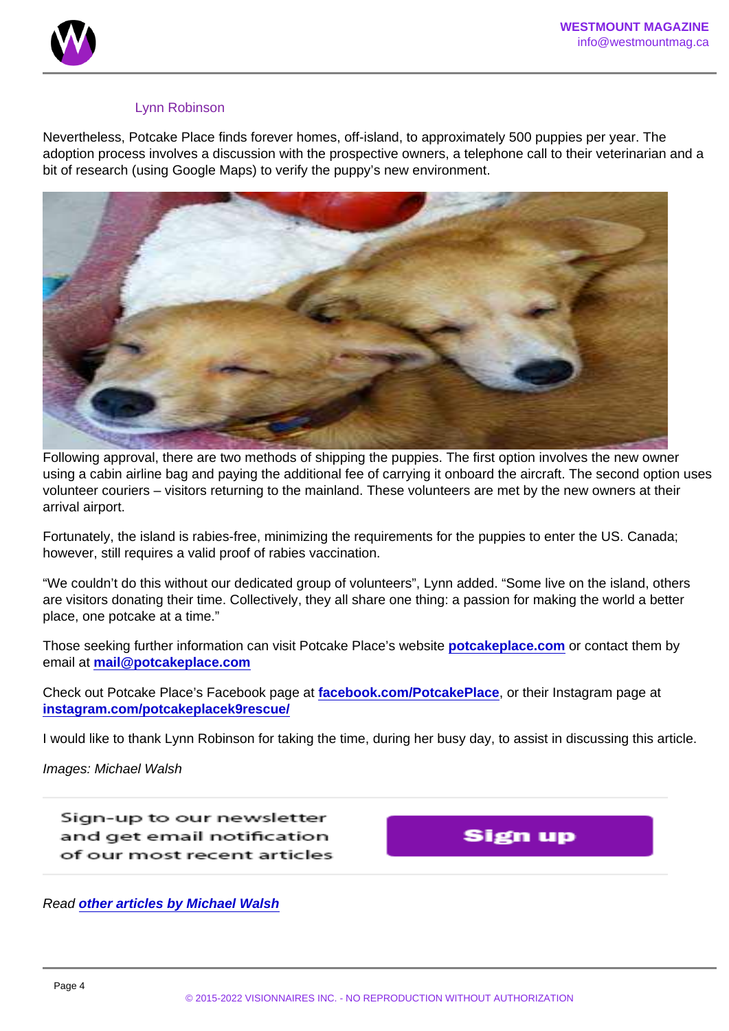Lynn Robinson

Nevertheless, Potcake Place finds forever homes, off-island, to approximately 500 puppies per year. The adoption process involves a discussion with the prospective owners, a telephone call to their veterinarian and a bit of research (using Google Maps) to verify the puppy's new environment.

Following approval, there are two methods of shipping the puppies. The first option involves the new owner using a cabin airline bag and paying the additional fee of carrying it onboard the aircraft. The second option uses volunteer couriers – visitors returning to the mainland. These volunteers are met by the new owners at their arrival airport.

Fortunately, the island is rabies-free, minimizing the requirements for the puppies to enter the US. Canada; however, still requires a valid proof of rabies vaccination.

"We couldn't do this without our dedicated group of volunteers", Lynn added. "Some live on the island, others are visitors donating their time. Collectively, they all share one thing: a passion for making the world a better place, one potcake at a time."

Those seeking further information can visit Potcake Place's website **potcakeplace.com** or contact them by email at **mail@potcakeplace.com**

Check out Potcake Place's Facebook page at **facebook.com/PotcakePlace**, or their Instagram page at **instagram.com/potcakeplacek9rescue/**

I would like to thank Lynn Robinson for taking the time, during her busy day, to assist in discussing this article.

*Images: Michael Walsh*

Sign-up to our newsletter and get email notification of our most recent articles

Sign up

*Read **other articles by Michael Walsh***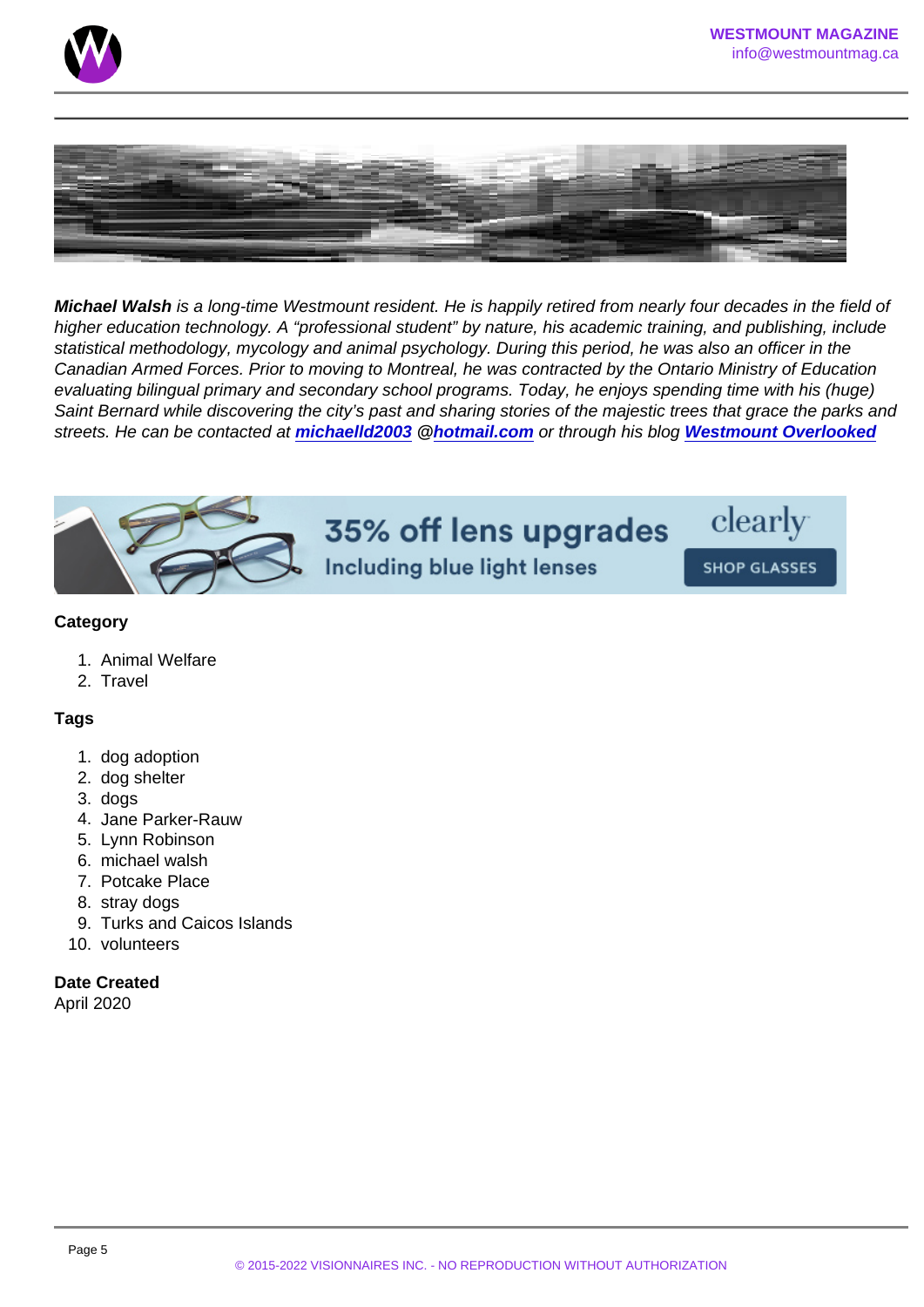***Michael Walsh** is a long-time Westmount resident. He is happily retired from nearly four decades in the field of higher education technology. A "professional student" by nature, his academic training, and publishing, include statistical methodology, mycology and animal psychology. During this period, he was also an officer in the Canadian Armed Forces. Prior to moving to Montreal, he was contracted by the Ontario Ministry of Education evaluating bilingual primary and secondary school programs. Today, he enjoys spending time with his (huge) Saint Bernard while discovering the city's past and sharing stories of the majestic trees that grace the parks and streets. He can be contacted at **michaelld2003** @**hotmail.com** or through his blog **Westmount Overlooked***

**Category**

1. Animal Welfare
2. Travel

**Tags**

1. dog adoption
2. dog shelter
3. dogs
4. Jane Parker-Rauw
5. Lynn Robinson
6. michael walsh
7. Potcake Place
8. stray dogs
9. Turks and Caicos Islands
10. volunteers

**Date Created**
April 2020